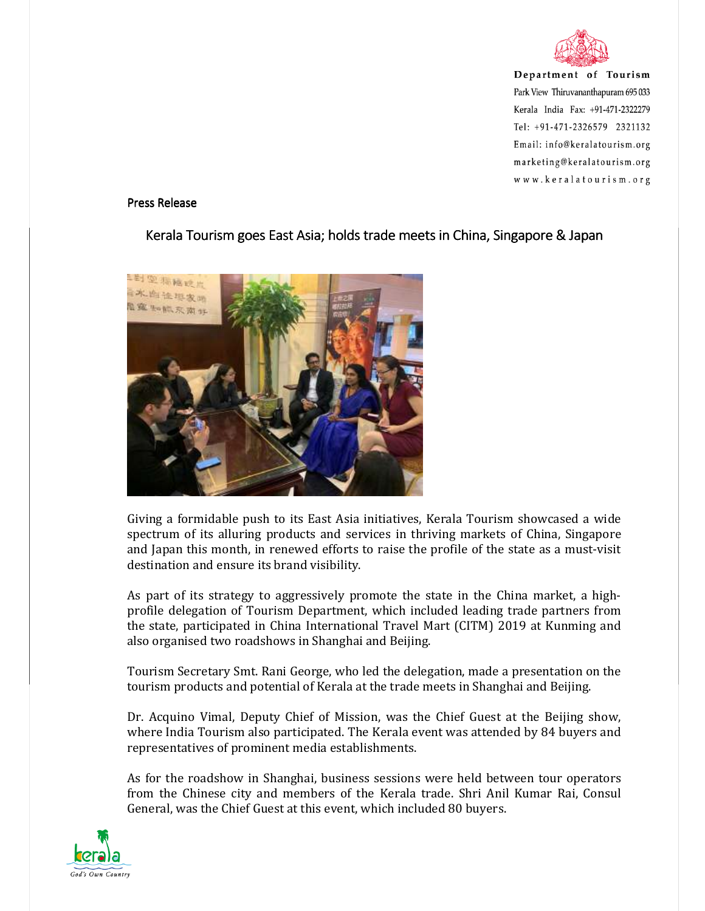Department of Tourism
Park View Thiruvananthapuram 695 033
Kerala India Fax: +91-471-2322279
Tel: +91-471-2326579 2321132
Email: info@keralatourism.org
marketing@keralatourism.org
www.keralatourism.org

Press Release

## Kerala Tourism goes East Asia; holds trade meets in China, Singapore & Japan

Giving a formidable push to its East Asia initiatives, Kerala Tourism showcased a wide spectrum of its alluring products and services in thriving markets of China, Singapore and Japan this month, in renewed efforts to raise the profile of the state as a must-visit destination and ensure its brand visibility.

As part of its strategy to aggressively promote the state in the China market, a high-profile delegation of Tourism Department, which included leading trade partners from the state, participated in China International Travel Mart (CITM) 2019 at Kunming and also organised two roadshows in Shanghai and Beijing.

Tourism Secretary Smt. Rani George, who led the delegation, made a presentation on the tourism products and potential of Kerala at the trade meets in Shanghai and Beijing.

Dr. Acquino Vimal, Deputy Chief of Mission, was the Chief Guest at the Beijing show, where India Tourism also participated. The Kerala event was attended by 84 buyers and representatives of prominent media establishments.

As for the roadshow in Shanghai, business sessions were held between tour operators from the Chinese city and members of the Kerala trade. Shri Anil Kumar Rai, Consul General, was the Chief Guest at this event, which included 80 buyers.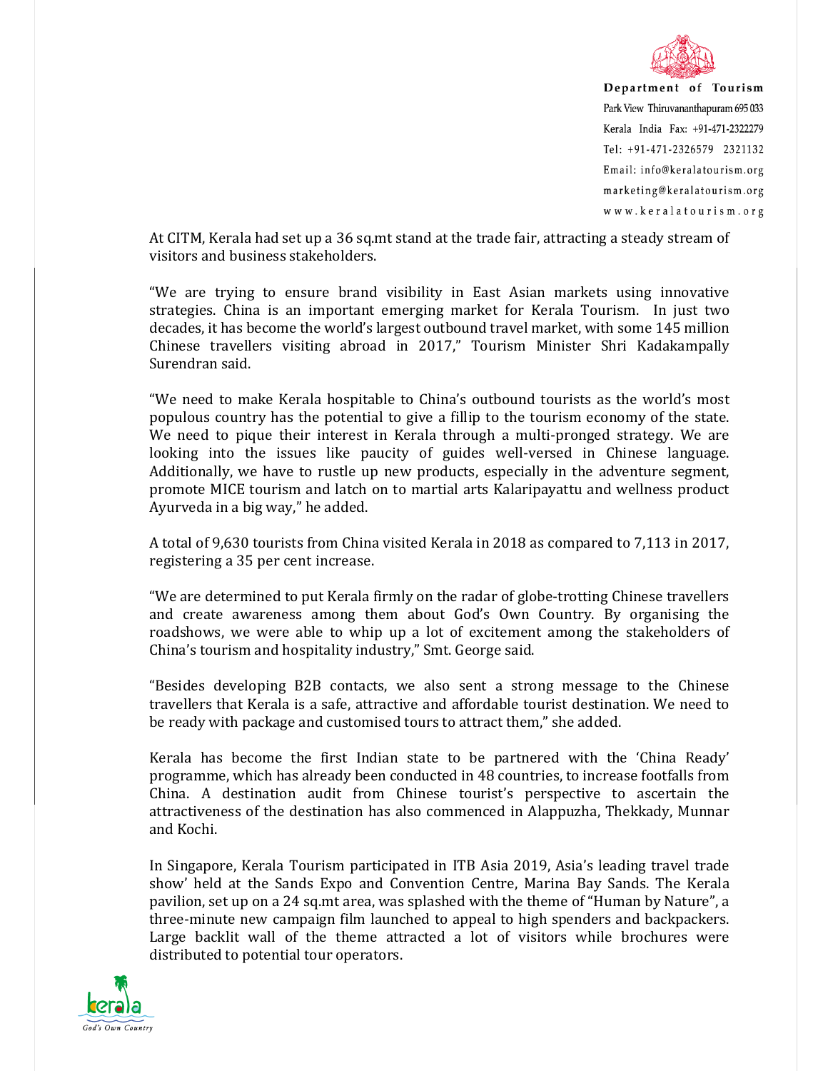At CITM, Kerala had set up a 36 sq.mt stand at the trade fair, attracting a steady stream of visitors and business stakeholders.

"We are trying to ensure brand visibility in East Asian markets using innovative strategies. China is an important emerging market for Kerala Tourism. In just two decades, it has become the world's largest outbound travel market, with some 145 million Chinese travellers visiting abroad in 2017," Tourism Minister Shri Kadakampally Surendran said.

"We need to make Kerala hospitable to China's outbound tourists as the world's most populous country has the potential to give a fillip to the tourism economy of the state. We need to pique their interest in Kerala through a multi-pronged strategy. We are looking into the issues like paucity of guides well-versed in Chinese language. Additionally, we have to rustle up new products, especially in the adventure segment, promote MICE tourism and latch on to martial arts Kalaripayattu and wellness product Ayurveda in a big way," he added.

A total of 9,630 tourists from China visited Kerala in 2018 as compared to 7,113 in 2017, registering a 35 per cent increase.

"We are determined to put Kerala firmly on the radar of globe-trotting Chinese travellers and create awareness among them about God's Own Country. By organising the roadshows, we were able to whip up a lot of excitement among the stakeholders of China's tourism and hospitality industry," Smt. George said.

"Besides developing B2B contacts, we also sent a strong message to the Chinese travellers that Kerala is a safe, attractive and affordable tourist destination. We need to be ready with package and customised tours to attract them," she added.

Kerala has become the first Indian state to be partnered with the 'China Ready' programme, which has already been conducted in 48 countries, to increase footfalls from China. A destination audit from Chinese tourist's perspective to ascertain the attractiveness of the destination has also commenced in Alappuzha, Thekkady, Munnar and Kochi.

In Singapore, Kerala Tourism participated in ITB Asia 2019, Asia's leading travel trade show' held at the Sands Expo and Convention Centre, Marina Bay Sands. The Kerala pavilion, set up on a 24 sq.mt area, was splashed with the theme of "Human by Nature", a three-minute new campaign film launched to appeal to high spenders and backpackers. Large backlit wall of the theme attracted a lot of visitors while brochures were distributed to potential tour operators.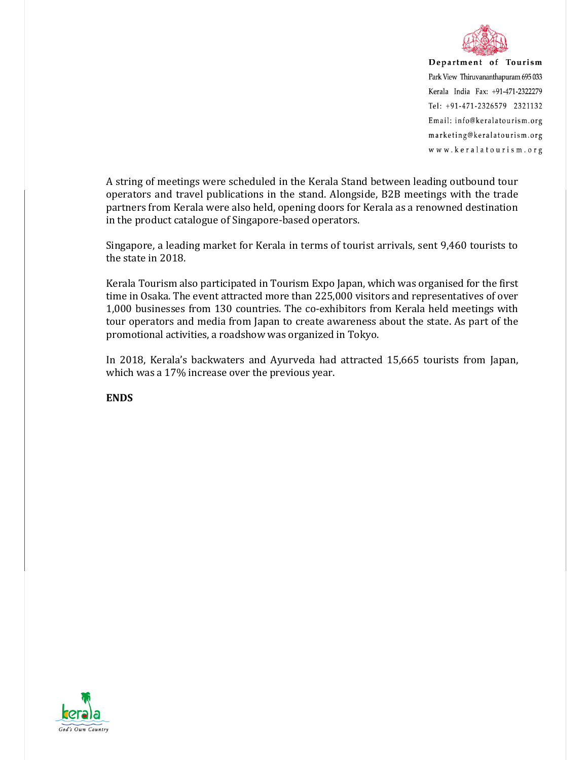Department of Tourism
Park View Thiruvananthapuram 695 033
Kerala India Fax: +91-471-2322279
Tel: +91-471-2326579 2321132
Email: info@keralatourism.org
marketing@keralatourism.org
www.keralatourism.org

A string of meetings were scheduled in the Kerala Stand between leading outbound tour operators and travel publications in the stand. Alongside, B2B meetings with the trade partners from Kerala were also held, opening doors for Kerala as a renowned destination in the product catalogue of Singapore-based operators.

Singapore, a leading market for Kerala in terms of tourist arrivals, sent 9,460 tourists to the state in 2018.

Kerala Tourism also participated in Tourism Expo Japan, which was organised for the first time in Osaka. The event attracted more than 225,000 visitors and representatives of over 1,000 businesses from 130 countries. The co-exhibitors from Kerala held meetings with tour operators and media from Japan to create awareness about the state. As part of the promotional activities, a roadshow was organized in Tokyo.

In 2018, Kerala's backwaters and Ayurveda had attracted 15,665 tourists from Japan, which was a 17% increase over the previous year.

**ENDS**